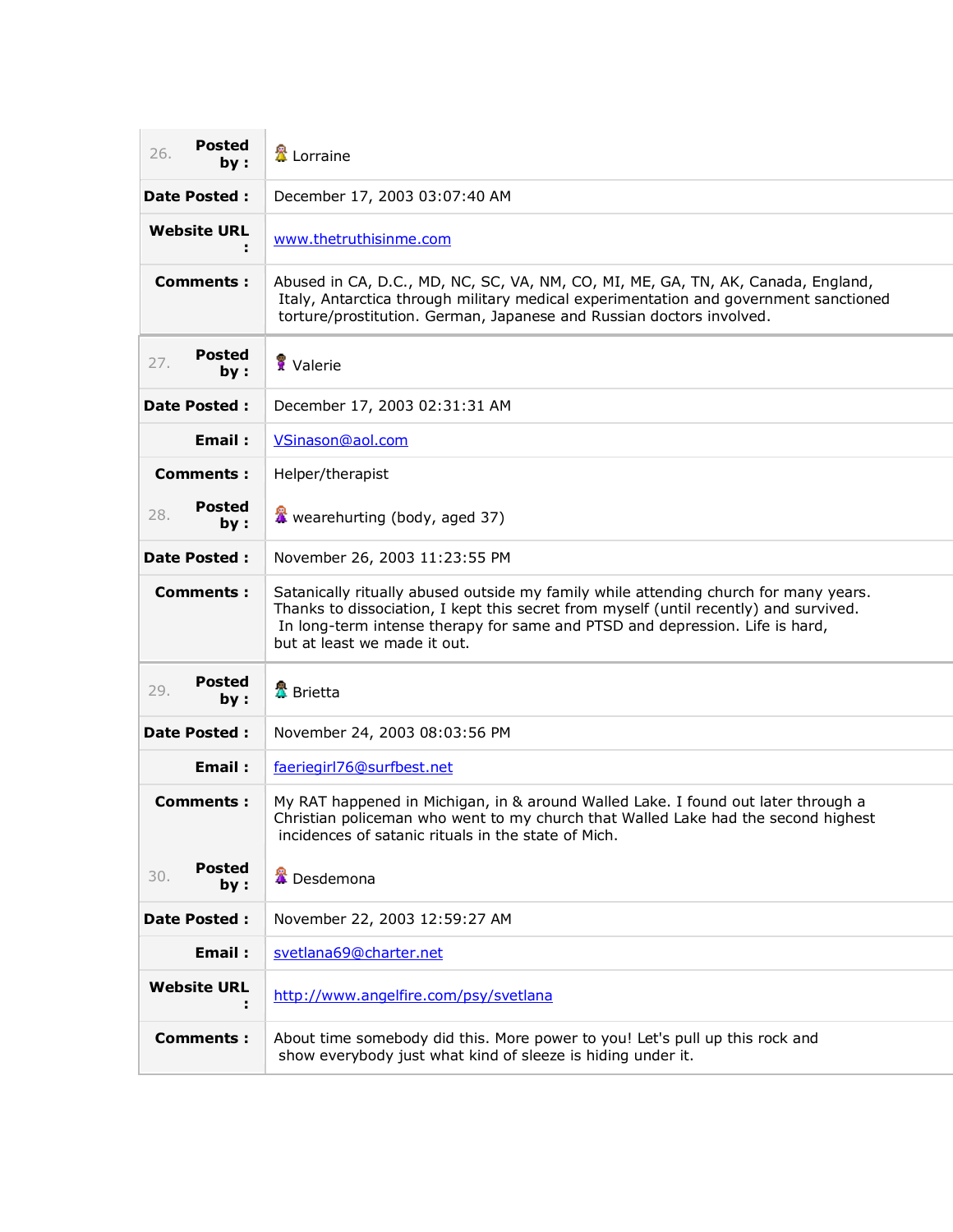| 26. Posted by : | Lorraine |
|---|---|
| Date Posted : | December 17, 2003 03:07:40 AM |
| Website URL : | www.thetruthisinme.com |
| Comments : | Abused in CA, D.C., MD, NC, SC, VA, NM, CO, MI, ME, GA, TN, AK, Canada, England, Italy, Antarctica through military medical experimentation and government sanctioned torture/prostitution. German, Japanese and Russian doctors involved. |

| 27. Posted by : | Valerie |
|---|---|
| Date Posted : | December 17, 2003 02:31:31 AM |
| Email : | VSinason@aol.com |
| Comments : | Helper/therapist |

| 28. Posted by : | wearehurting (body, aged 37) |
|---|---|
| Date Posted : | November 26, 2003 11:23:55 PM |
| Comments : | Satanically ritually abused outside my family while attending church for many years. Thanks to dissociation, I kept this secret from myself (until recently) and survived. In long-term intense therapy for same and PTSD and depression. Life is hard, but at least we made it out. |

| 29. Posted by : | Brietta |
|---|---|
| Date Posted : | November 24, 2003 08:03:56 PM |
| Email : | faeriegirl76@surfbest.net |
| Comments : | My RAT happened in Michigan, in & around Walled Lake. I found out later through a Christian policeman who went to my church that Walled Lake had the second highest incidences of satanic rituals in the state of Mich. |

| 30. Posted by : | Desdemona |
|---|---|
| Date Posted : | November 22, 2003 12:59:27 AM |
| Email : | svetlana69@charter.net |
| Website URL : | http://www.angelfire.com/psy/svetlana |
| Comments : | About time somebody did this. More power to you! Let's pull up this rock and show everybody just what kind of sleeze is hiding under it. |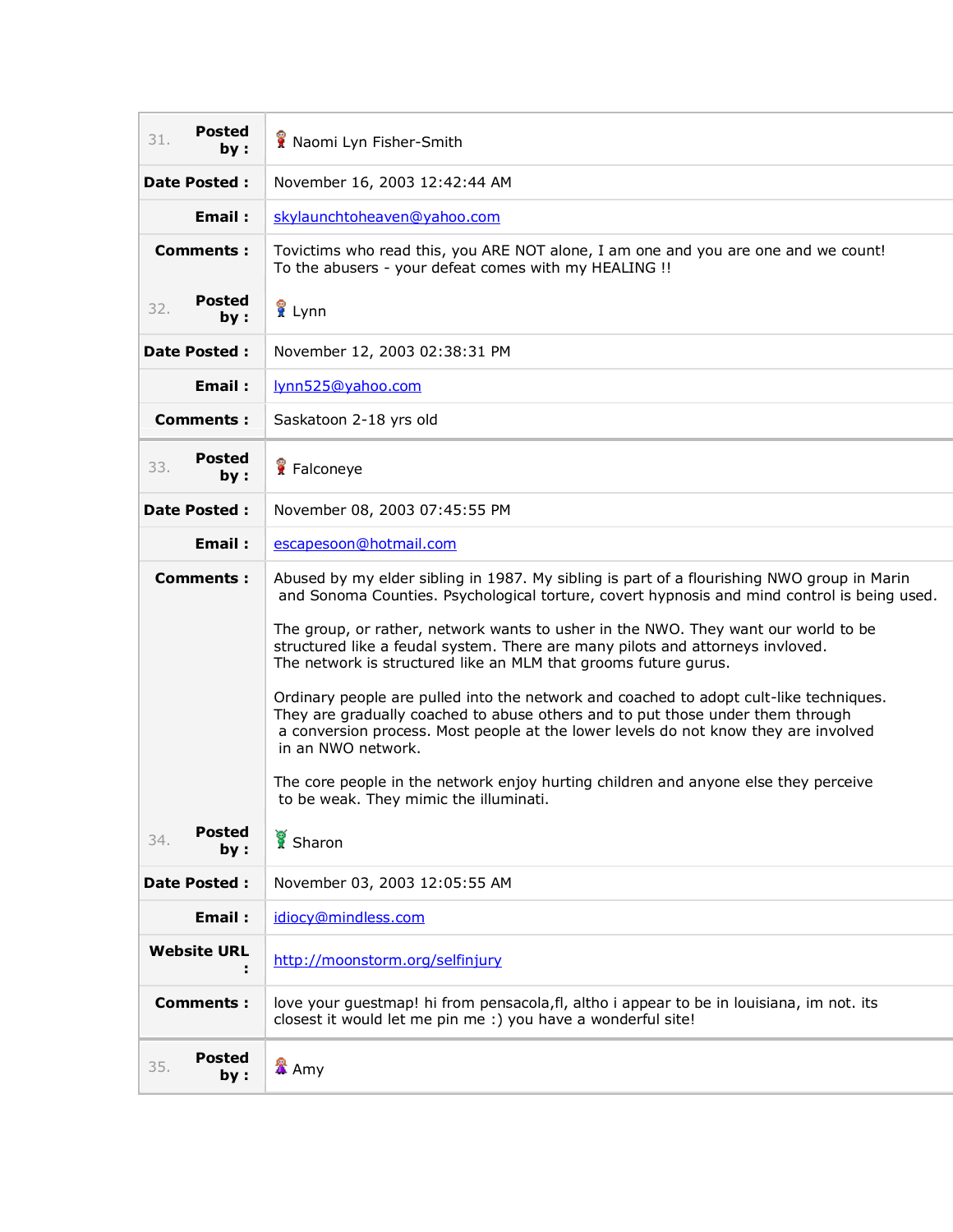| | |
|---|---|
| 31. **Posted by :** | Naomi Lyn Fisher-Smith |
| **Date Posted :** | November 16, 2003 12:42:44 AM |
| **Email :** | skylaunchtoheaven@yahoo.com |
| **Comments :** | Tovictims who read this, you ARE NOT alone, I am one and you are one and we count! To the abusers - your defeat comes with my HEALING !! |
| 32. **Posted by :** | Lynn |
| **Date Posted :** | November 12, 2003 02:38:31 PM |
| **Email :** | lynn525@yahoo.com |
| **Comments :** | Saskatoon 2-18 yrs old |
| 33. **Posted by :** | Falconeye |
| **Date Posted :** | November 08, 2003 07:45:55 PM |
| **Email :** | escapesoon@hotmail.com |
| **Comments :** | Abused by my elder sibling in 1987. My sibling is part of a flourishing NWO group in Marin and Sonoma Counties. Psychological torture, covert hypnosis and mind control is being used.<br><br>The group, or rather, network wants to usher in the NWO. They want our world to be structured like a feudal system. There are many pilots and attorneys invloved. The network is structured like an MLM that grooms future gurus.<br><br>Ordinary people are pulled into the network and coached to adopt cult-like techniques. They are gradually coached to abuse others and to put those under them through a conversion process. Most people at the lower levels do not know they are involved in an NWO network.<br><br>The core people in the network enjoy hurting children and anyone else they perceive to be weak. They mimic the illuminati. |
| 34. **Posted by :** | Sharon |
| **Date Posted :** | November 03, 2003 12:05:55 AM |
| **Email :** | idiocy@mindless.com |
| **Website URL :** | http://moonstorm.org/selfinjury |
| **Comments :** | love your guestmap! hi from pensacola,fl, altho i appear to be in louisiana, im not. its closest it would let me pin me :) you have a wonderful site! |
| 35. **Posted by :** | Amy |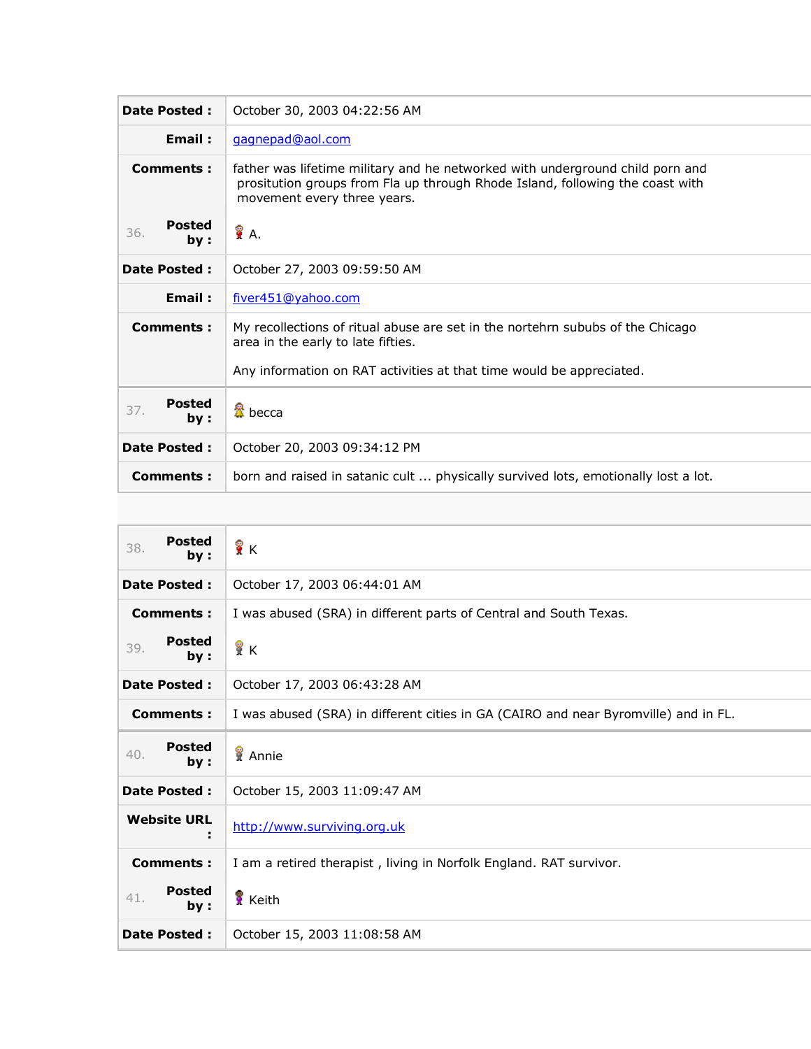| | |
|---|---|
| **Date Posted :** | October 30, 2003 04:22:56 AM |
| **Email :** | gagnepad@aol.com |
| **Comments :** | father was lifetime military and he networked with underground child porn and prositution groups from Fla up through Rhode Island, following the coast with movement every three years. |
| 36. **Posted by :** | A. |
| **Date Posted :** | October 27, 2003 09:59:50 AM |
| **Email :** | fiver451@yahoo.com |
| **Comments :** | My recollections of ritual abuse are set in the nortehrn sububs of the Chicago area in the early to late fifties.<br><br>Any information on RAT activities at that time would be appreciated. |
| 37. **Posted by :** | becca |
| **Date Posted :** | October 20, 2003 09:34:12 PM |
| **Comments :** | born and raised in satanic cult ... physically survived lots, emotionally lost a lot. |

| | |
|---|---|
| 38. **Posted by :** | K |
| **Date Posted :** | October 17, 2003 06:44:01 AM |
| **Comments :** | I was abused (SRA) in different parts of Central and South Texas. |
| 39. **Posted by :** | K |
| **Date Posted :** | October 17, 2003 06:43:28 AM |
| **Comments :** | I was abused (SRA) in different cities in GA (CAIRO and near Byromville) and in FL. |
| 40. **Posted by :** | Annie |
| **Date Posted :** | October 15, 2003 11:09:47 AM |
| **Website URL :** | http://www.surviving.org.uk |
| **Comments :** | I am a retired therapist , living in Norfolk England. RAT survivor. |
| 41. **Posted by :** | Keith |
| **Date Posted :** | October 15, 2003 11:08:58 AM |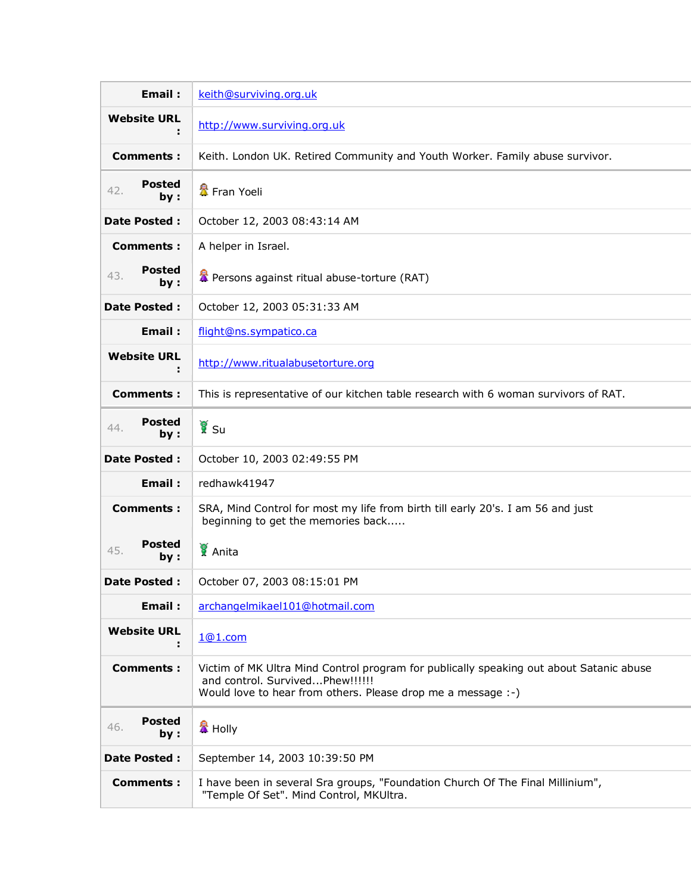| | |
|---|---|
| **Email :** | keith@surviving.org.uk |
| **Website URL :** | http://www.surviving.org.uk |
| **Comments :** | Keith. London UK. Retired Community and Youth Worker. Family abuse survivor. |

| | |
|---|---|
| 42. **Posted by :** | Fran Yoeli |
| **Date Posted :** | October 12, 2003 08:43:14 AM |
| **Comments :** | A helper in Israel. |

| | |
|---|---|
| 43. **Posted by :** | Persons against ritual abuse-torture (RAT) |
| **Date Posted :** | October 12, 2003 05:31:33 AM |
| **Email :** | flight@ns.sympatico.ca |
| **Website URL :** | http://www.ritualabusetorture.org |
| **Comments :** | This is representative of our kitchen table research with 6 woman survivors of RAT. |

| | |
|---|---|
| 44. **Posted by :** | Su |
| **Date Posted :** | October 10, 2003 02:49:55 PM |
| **Email :** | redhawk41947 |
| **Comments :** | SRA, Mind Control for most my life from birth till early 20's. I am 56 and just beginning to get the memories back..... |

| | |
|---|---|
| 45. **Posted by :** | Anita |
| **Date Posted :** | October 07, 2003 08:15:01 PM |
| **Email :** | archangelmikael101@hotmail.com |
| **Website URL :** | 1@1.com |
| **Comments :** | Victim of MK Ultra Mind Control program for publically speaking out about Satanic abuse and control. Survived...Phew!!!!!! Would love to hear from others. Please drop me a message :-) |

| | |
|---|---|
| 46. **Posted by :** | Holly |
| **Date Posted :** | September 14, 2003 10:39:50 PM |
| **Comments :** | I have been in several Sra groups, "Foundation Church Of The Final Millinium", "Temple Of Set". Mind Control, MKUltra. |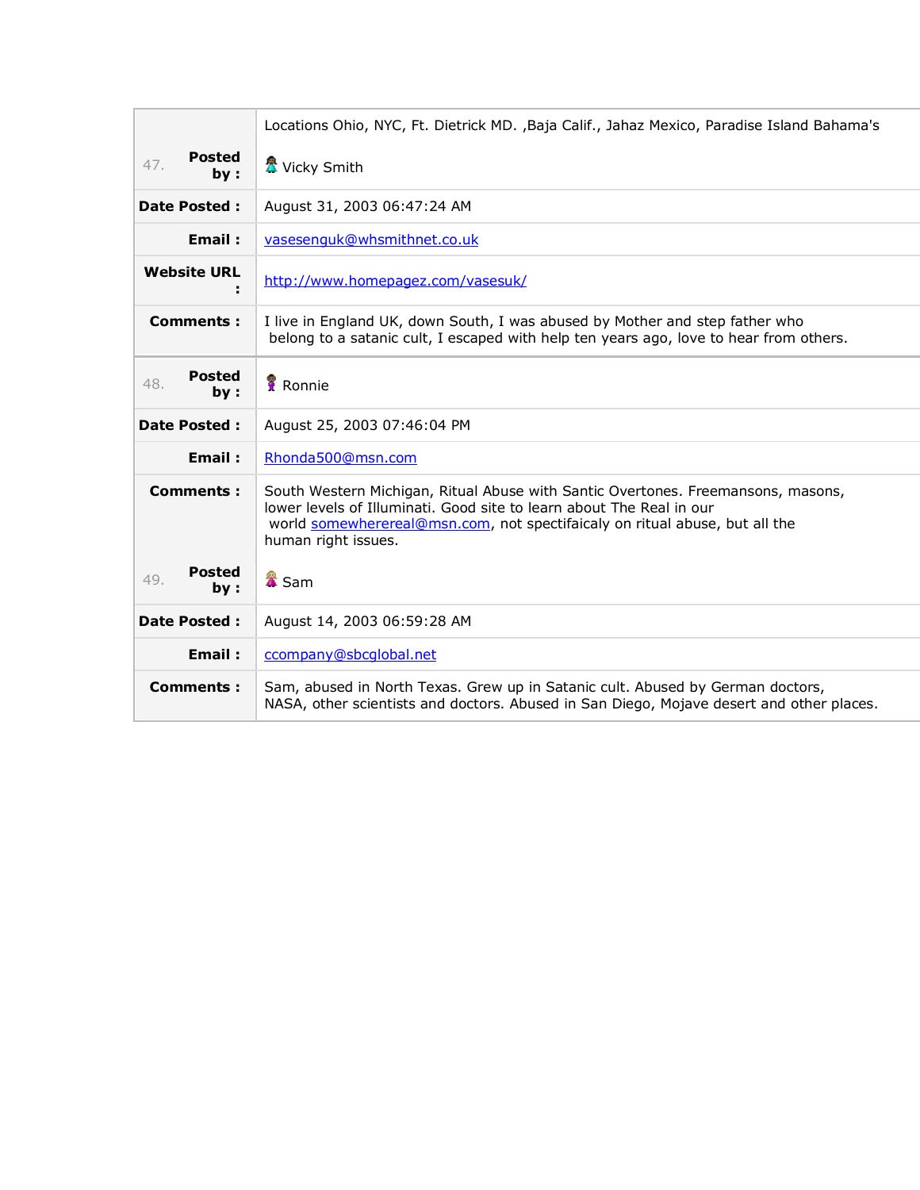| | |
|---|---|
| | Locations Ohio, NYC, Ft. Dietrick MD. ,Baja Calif., Jahaz Mexico, Paradise Island Bahama's |
| 47. **Posted by :** | Vicky Smith |
| **Date Posted :** | August 31, 2003 06:47:24 AM |
| **Email :** | vasesenguk@whsmithnet.co.uk |
| **Website URL :** | http://www.homepagez.com/vasesuk/ |
| **Comments :** | I live in England UK, down South, I was abused by Mother and step father who belong to a satanic cult, I escaped with help ten years ago, love to hear from others. |

| | |
|---|---|
| 48. **Posted by :** | Ronnie |
| **Date Posted :** | August 25, 2003 07:46:04 PM |
| **Email :** | Rhonda500@msn.com |
| **Comments :** | South Western Michigan, Ritual Abuse with Santic Overtones. Freemansons, masons, lower levels of Illuminati. Good site to learn about The Real in our world somewherereal@msn.com, not spectifaicaly on ritual abuse, but all the human right issues. |
| 49. **Posted by :** | Sam |
| **Date Posted :** | August 14, 2003 06:59:28 AM |
| **Email :** | ccompany@sbcglobal.net |
| **Comments :** | Sam, abused in North Texas. Grew up in Satanic cult. Abused by German doctors, NASA, other scientists and doctors. Abused in San Diego, Mojave desert and other places. |